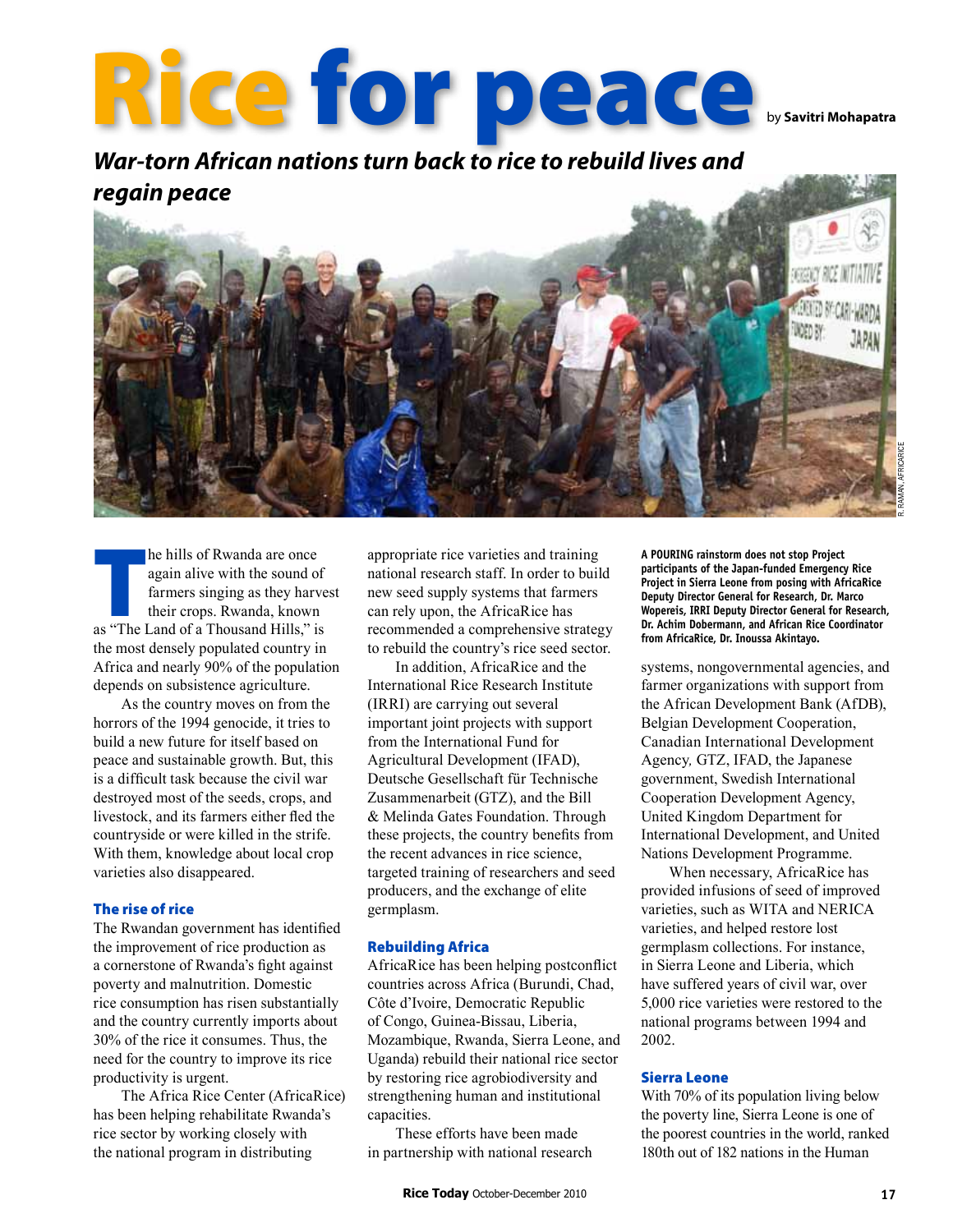# Rice for peace

by **Savitri Mohapatra**

## *War-torn African nations turn back to rice to rebuild lives and regain peace*

R. RAMAN, AFRICARICE

**A POURING rainstorm does not stop Project participants of the Japan-funded Emergency Rice Project in Sierra Leone from posing with AfricaRice Deputy Director General for Research, Dr. Marco Wopereis, IRRI Deputy Director General for Research, Dr. Achim Dobermann, and African Rice Coordinator from AfricaRice, Dr. Inoussa Akintayo.**

The hills of Rwanda are once again alive with the sound of farmers singing as they harvest their crops. Rwanda, known as "The Land of a Thousand Hills," is the most densely populated country in Africa and nearly 90% of the population depends on subsistence agriculture.

As the country moves on from the horrors of the 1994 genocide, it tries to build a new future for itself based on peace and sustainable growth. But, this is a difficult task because the civil war destroyed most of the seeds, crops, and livestock, and its farmers either fled the countryside or were killed in the strife. With them, knowledge about local crop varieties also disappeared.

### The rise of rice

The Rwandan government has identified the improvement of rice production as a cornerstone of Rwanda's fight against poverty and malnutrition. Domestic rice consumption has risen substantially and the country currently imports about 30% of the rice it consumes. Thus, the need for the country to improve its rice productivity is urgent.

The Africa Rice Center (AfricaRice) has been helping rehabilitate Rwanda's rice sector by working closely with the national program in distributing appropriate rice varieties and training national research staff. In order to build new seed supply systems that farmers can rely upon, the AfricaRice has recommended a comprehensive strategy to rebuild the country's rice seed sector.

In addition, AfricaRice and the International Rice Research Institute (IRRI) are carrying out several important joint projects with support from the International Fund for Agricultural Development (IFAD), Deutsche Gesellschaft für Technische Zusammenarbeit (GTZ), and the Bill & Melinda Gates Foundation. Through these projects, the country benefits from the recent advances in rice science, targeted training of researchers and seed producers, and the exchange of elite germplasm.

### Rebuilding Africa

AfricaRice has been helping postconflict countries across Africa (Burundi, Chad, Côte d'Ivoire, Democratic Republic of Congo, Guinea-Bissau, Liberia, Mozambique, Rwanda, Sierra Leone, and Uganda) rebuild their national rice sector by restoring rice agrobiodiversity and strengthening human and institutional capacities.

These efforts have been made in partnership with national research systems, nongovernmental agencies, and farmer organizations with support from the African Development Bank (AfDB), Belgian Development Cooperation, Canadian International Development Agency, GTZ, IFAD, the Japanese government, Swedish International Cooperation Development Agency, United Kingdom Department for International Development, and United Nations Development Programme.

When necessary, AfricaRice has provided infusions of seed of improved varieties, such as WITA and NERICA varieties, and helped restore lost germplasm collections. For instance, in Sierra Leone and Liberia, which have suffered years of civil war, over 5,000 rice varieties were restored to the national programs between 1994 and 2002.

### Sierra Leone

With 70% of its population living below the poverty line, Sierra Leone is one of the poorest countries in the world, ranked 180th out of 182 nations in the Human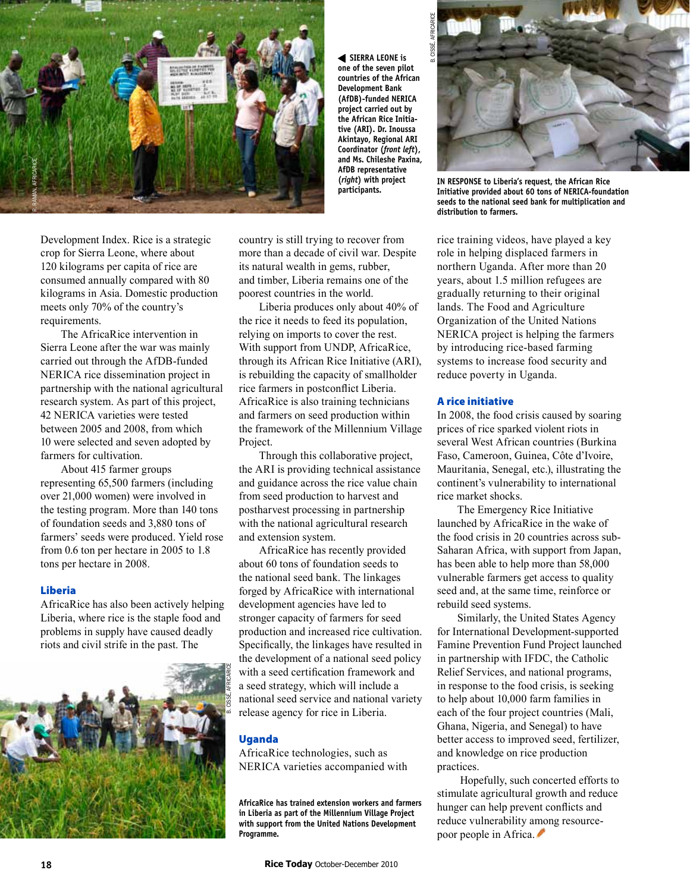◀ **SIERRA LEONE is one of the seven pilot countries of the African Development Bank (AfDB)-funded NERICA project carried out by the African Rice Initiative (ARI). Dr. Inoussa Akintayo, Regional ARI Coordinator (*front left*), and Ms. Chileshe Paxina, AfDB representative (*right*) with project participants.**

**IN RESPONSE to Liberia's request, the African Rice Initiative provided about 60 tons of NERICA-foundation seeds to the national seed bank for multiplication and distribution to farmers.**

Development Index. Rice is a strategic crop for Sierra Leone, where about 120 kilograms per capita of rice are consumed annually compared with 80 kilograms in Asia. Domestic production meets only 70% of the country's requirements.

The AfricaRice intervention in Sierra Leone after the war was mainly carried out through the AfDB-funded NERICA rice dissemination project in partnership with the national agricultural research system. As part of this project, 42 NERICA varieties were tested between 2005 and 2008, from which 10 were selected and seven adopted by farmers for cultivation.

About 415 farmer groups representing 65,500 farmers (including over 21,000 women) were involved in the testing program. More than 140 tons of foundation seeds and 3,880 tons of farmers' seeds were produced. Yield rose from 0.6 ton per hectare in 2005 to 1.8 tons per hectare in 2008.

## Liberia

AfricaRice has also been actively helping Liberia, where rice is the staple food and problems in supply have caused deadly riots and civil strife in the past. The country is still trying to recover from more than a decade of civil war. Despite its natural wealth in gems, rubber, and timber, Liberia remains one of the poorest countries in the world.

Liberia produces only about 40% of the rice it needs to feed its population, relying on imports to cover the rest. With support from UNDP, AfricaRice, through its African Rice Initiative (ARI), is rebuilding the capacity of smallholder rice farmers in postconflict Liberia. AfricaRice is also training technicians and farmers on seed production within the framework of the Millennium Village Project.

Through this collaborative project, the ARI is providing technical assistance and guidance across the rice value chain from seed production to harvest and postharvest processing in partnership with the national agricultural research and extension system.

AfricaRice has recently provided about 60 tons of foundation seeds to the national seed bank. The linkages forged by AfricaRice with international development agencies have led to stronger capacity of farmers for seed production and increased rice cultivation. Specifically, the linkages have resulted in the development of a national seed policy with a seed certification framework and a seed strategy, which will include a national seed service and national variety release agency for rice in Liberia.

**AfricaRice has trained extension workers and farmers in Liberia as part of the Millennium Village Project with support from the United Nations Development Programme.**

## Uganda

AfricaRice technologies, such as NERICA varieties accompanied with rice training videos, have played a key role in helping displaced farmers in northern Uganda. After more than 20 years, about 1.5 million refugees are gradually returning to their original lands. The Food and Agriculture Organization of the United Nations NERICA project is helping the farmers by introducing rice-based farming systems to increase food security and reduce poverty in Uganda.

## A rice initiative

In 2008, the food crisis caused by soaring prices of rice sparked violent riots in several West African countries (Burkina Faso, Cameroon, Guinea, Côte d'Ivoire, Mauritania, Senegal, etc.), illustrating the continent's vulnerability to international rice market shocks.

The Emergency Rice Initiative launched by AfricaRice in the wake of the food crisis in 20 countries across sub-Saharan Africa, with support from Japan, has been able to help more than 58,000 vulnerable farmers get access to quality seed and, at the same time, reinforce or rebuild seed systems.

Similarly, the United States Agency for International Development-supported Famine Prevention Fund Project launched in partnership with IFDC, the Catholic Relief Services, and national programs, in response to the food crisis, is seeking to help about 10,000 farm families in each of the four project countries (Mali, Ghana, Nigeria, and Senegal) to have better access to improved seed, fertilizer, and knowledge on rice production practices.

Hopefully, such concerted efforts to stimulate agricultural growth and reduce hunger can help prevent conflicts and reduce vulnerability among resource-poor people in Africa.